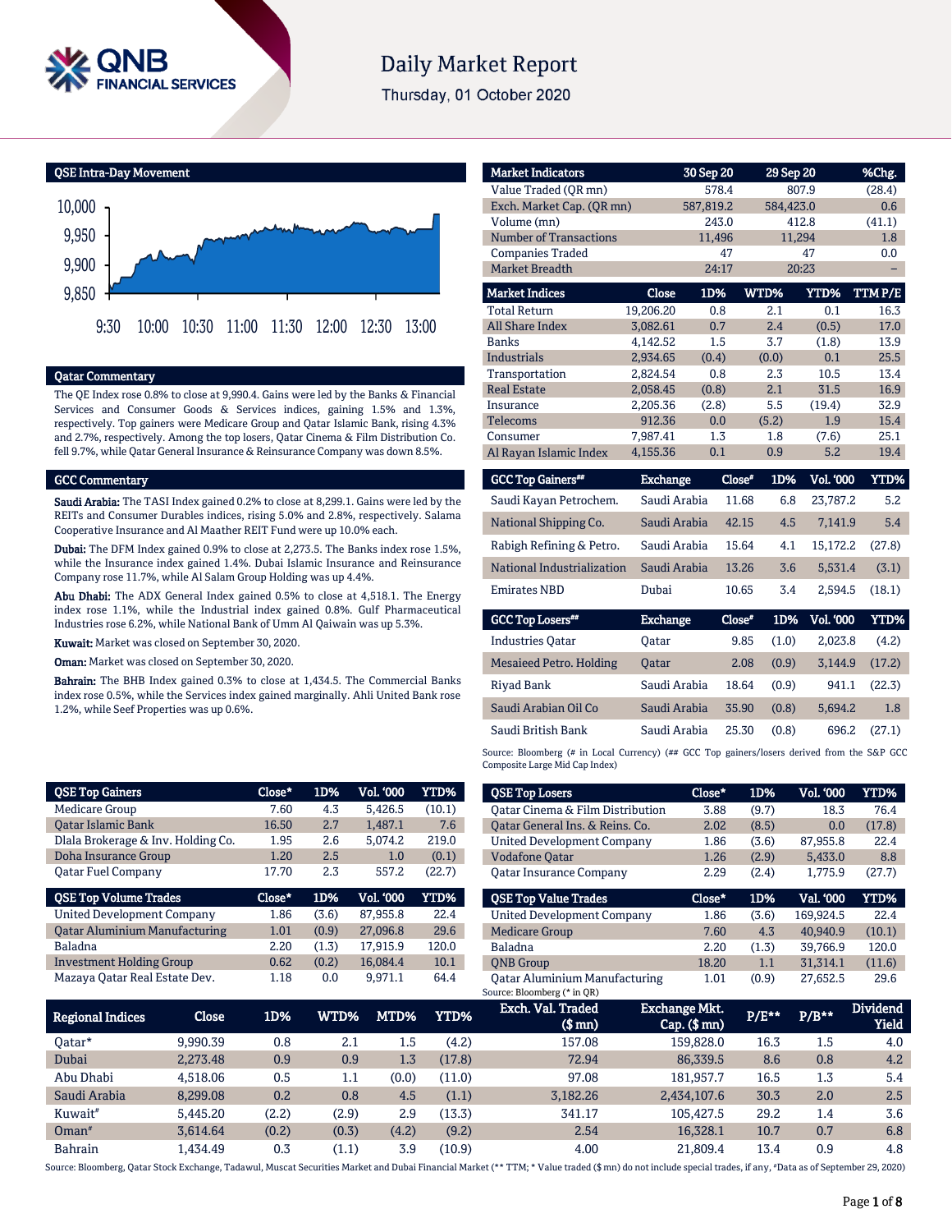# Daily Market Report

Thursday, 01 October 2020

## QSE Intra-Day Movement

| 9:30 | 10:00 | 10:30 | 11:00 | 11:30 | 12:00 | 12:30 | 13:00 |
|---|---|---|---|---|---|---|---|

## Qatar Commentary

The QE Index rose 0.8% to close at 9,990.4. Gains were led by the Banks & Financial Services and Consumer Goods & Services indices, gaining 1.5% and 1.3%, respectively. Top gainers were Medicare Group and Qatar Islamic Bank, rising 4.3% and 2.7%, respectively. Among the top losers, Qatar Cinema & Film Distribution Co. fell 9.7%, while Qatar General Insurance & Reinsurance Company was down 8.5%.

## GCC Commentary

**Saudi Arabia:** The TASI Index gained 0.2% to close at 8,299.1. Gains were led by the REITs and Consumer Durables indices, rising 5.0% and 2.8%, respectively. Salama Cooperative Insurance and Al Maather REIT Fund were up 10.0% each.

**Dubai:** The DFM Index gained 0.9% to close at 2,273.5. The Banks index rose 1.5%, while the Insurance index gained 1.4%. Dubai Islamic Insurance and Reinsurance Company rose 11.7%, while Al Salam Group Holding was up 4.4%.

**Abu Dhabi:** The ADX General Index gained 0.5% to close at 4,518.1. The Energy index rose 1.1%, while the Industrial index gained 0.8%. Gulf Pharmaceutical Industries rose 6.2%, while National Bank of Umm Al Qaiwain was up 5.3%.

**Kuwait:** Market was closed on September 30, 2020.

**Oman:** Market was closed on September 30, 2020.

**Bahrain:** The BHB Index gained 0.3% to close at 1,434.5. The Commercial Banks index rose 0.5%, while the Services index gained marginally. Ahli United Bank rose 1.2%, while Seef Properties was up 0.6%.

| Market Indicators | 30 Sep 20 | 29 Sep 20 | %Chg. |
|---|---|---|---|
| Value Traded (QR mn) | 578.4 | 807.9 | (28.4) |
| Exch. Market Cap. (QR mn) | 587,819.2 | 584,423.0 | 0.6 |
| Volume (mn) | 243.0 | 412.8 | (41.1) |
| Number of Transactions | 11,496 | 11,294 | 1.8 |
| Companies Traded | 47 | 47 | 0.0 |
| Market Breadth | 24:17 | 20:23 | – |

| Market Indices | Close | 1D% | WTD% | YTD% | TTM P/E |
|---|---|---|---|---|---|
| Total Return | 19,206.20 | 0.8 | 2.1 | 0.1 | 16.3 |
| All Share Index | 3,082.61 | 0.7 | 2.4 | (0.5) | 17.0 |
| Banks | 4,142.52 | 1.5 | 3.7 | (1.8) | 13.9 |
| Industrials | 2,934.65 | (0.4) | (0.0) | 0.1 | 25.5 |
| Transportation | 2,824.54 | 0.8 | 2.3 | 10.5 | 13.4 |
| Real Estate | 2,058.45 | (0.8) | 2.1 | 31.5 | 16.9 |
| Insurance | 2,205.36 | (2.8) | 5.5 | (19.4) | 32.9 |
| Telecoms | 912.36 | 0.0 | (5.2) | 1.9 | 15.4 |
| Consumer | 7,987.41 | 1.3 | 1.8 | (7.6) | 25.1 |
| Al Rayan Islamic Index | 4,155.36 | 0.1 | 0.9 | 5.2 | 19.4 |

| GCC Top Gainers## | Exchange | Close# | 1D% | Vol. '000 | YTD% |
|---|---|---|---|---|---|
| Saudi Kayan Petrochem. | Saudi Arabia | 11.68 | 6.8 | 23,787.2 | 5.2 |
| National Shipping Co. | Saudi Arabia | 42.15 | 4.5 | 7,141.9 | 5.4 |
| Rabigh Refining & Petro. | Saudi Arabia | 15.64 | 4.1 | 15,172.2 | (27.8) |
| National Industrialization | Saudi Arabia | 13.26 | 3.6 | 5,531.4 | (3.1) |
| Emirates NBD | Dubai | 10.65 | 3.4 | 2,594.5 | (18.1) |

| GCC Top Losers## | Exchange | Close# | 1D% | Vol. '000 | YTD% |
|---|---|---|---|---|---|
| Industries Qatar | Qatar | 9.85 | (1.0) | 2,023.8 | (4.2) |
| Mesaieed Petro. Holding | Qatar | 2.08 | (0.9) | 3,144.9 | (17.2) |
| Riyad Bank | Saudi Arabia | 18.64 | (0.9) | 941.1 | (22.3) |
| Saudi Arabian Oil Co | Saudi Arabia | 35.90 | (0.8) | 5,694.2 | 1.8 |
| Saudi British Bank | Saudi Arabia | 25.30 | (0.8) | 696.2 | (27.1) |

Source: Bloomberg (# in Local Currency) (## GCC Top gainers/losers derived from the S&P GCC Composite Large Mid Cap Index)

| QSE Top Gainers | Close* | 1D% | Vol. '000 | YTD% |
|---|---|---|---|---|
| Medicare Group | 7.60 | 4.3 | 5,426.5 | (10.1) |
| Qatar Islamic Bank | 16.50 | 2.7 | 1,487.1 | 7.6 |
| Dlala Brokerage & Inv. Holding Co. | 1.95 | 2.6 | 5,074.2 | 219.0 |
| Doha Insurance Group | 1.20 | 2.5 | 1.0 | (0.1) |
| Qatar Fuel Company | 17.70 | 2.3 | 557.2 | (22.7) |

| QSE Top Volume Trades | Close* | 1D% | Vol. '000 | YTD% |
|---|---|---|---|---|
| United Development Company | 1.86 | (3.6) | 87,955.8 | 22.4 |
| Qatar Aluminium Manufacturing | 1.01 | (0.9) | 27,096.8 | 29.6 |
| Baladna | 2.20 | (1.3) | 17,915.9 | 120.0 |
| Investment Holding Group | 0.62 | (0.2) | 16,084.4 | 10.1 |
| Mazaya Qatar Real Estate Dev. | 1.18 | 0.0 | 9,971.1 | 64.4 |

| QSE Top Losers | Close* | 1D% | Vol. '000 | YTD% |
|---|---|---|---|---|
| Qatar Cinema & Film Distribution | 3.88 | (9.7) | 18.3 | 76.4 |
| Qatar General Ins. & Reins. Co. | 2.02 | (8.5) | 0.0 | (17.8) |
| United Development Company | 1.86 | (3.6) | 87,955.8 | 22.4 |
| Vodafone Qatar | 1.26 | (2.9) | 5,433.0 | 8.8 |
| Qatar Insurance Company | 2.29 | (2.4) | 1,775.9 | (27.7) |

| QSE Top Value Trades | Close* | 1D% | Val. '000 | YTD% |
|---|---|---|---|---|
| United Development Company | 1.86 | (3.6) | 169,924.5 | 22.4 |
| Medicare Group | 7.60 | 4.3 | 40,940.9 | (10.1) |
| Baladna | 2.20 | (1.3) | 39,766.9 | 120.0 |
| QNB Group | 18.20 | 1.1 | 31,314.1 | (11.6) |
| Qatar Aluminium Manufacturing | 1.01 | (0.9) | 27,652.5 | 29.6 |

Source: Bloomberg (* in QR)

| Regional Indices | Close | 1D% | WTD% | MTD% | YTD% | Exch. Val. Traded ($ mn) | Exchange Mkt. Cap. ($ mn) | P/E** | P/B** | Dividend Yield |
|---|---|---|---|---|---|---|---|---|---|---|
| Qatar* | 9,990.39 | 0.8 | 2.1 | 1.5 | (4.2) | 157.08 | 159,828.0 | 16.3 | 1.5 | 4.0 |
| Dubai | 2,273.48 | 0.9 | 0.9 | 1.3 | (17.8) | 72.94 | 86,339.5 | 8.6 | 0.8 | 4.2 |
| Abu Dhabi | 4,518.06 | 0.5 | 1.1 | (0.0) | (11.0) | 97.08 | 181,957.7 | 16.5 | 1.3 | 5.4 |
| Saudi Arabia | 8,299.08 | 0.2 | 0.8 | 4.5 | (1.1) | 3,182.26 | 2,434,107.6 | 30.3 | 2.0 | 2.5 |
| Kuwait# | 5,445.20 | (2.2) | (2.9) | 2.9 | (13.3) | 341.17 | 105,427.5 | 29.2 | 1.4 | 3.6 |
| Oman# | 3,614.64 | (0.2) | (0.3) | (4.2) | (9.2) | 2.54 | 16,328.1 | 10.7 | 0.7 | 6.8 |
| Bahrain | 1,434.49 | 0.3 | (1.1) | 3.9 | (10.9) | 4.00 | 21,809.4 | 13.4 | 0.9 | 4.8 |

Source: Bloomberg, Qatar Stock Exchange, Tadawul, Muscat Securities Market and Dubai Financial Market (** TTM; * Value traded ($ mn) do not include special trades, if any, #Data as of September 29, 2020)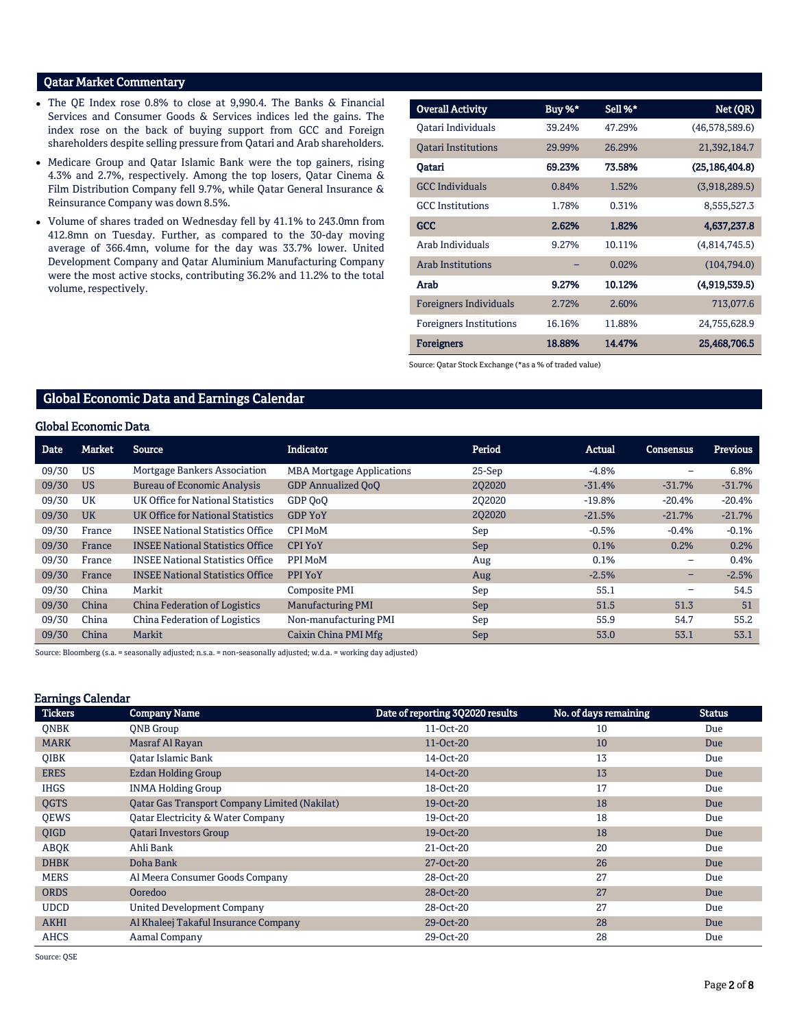## Qatar Market Commentary

- The QE Index rose 0.8% to close at 9,990.4. The Banks & Financial Services and Consumer Goods & Services indices led the gains. The index rose on the back of buying support from GCC and Foreign shareholders despite selling pressure from Qatari and Arab shareholders.
- Medicare Group and Qatar Islamic Bank were the top gainers, rising 4.3% and 2.7%, respectively. Among the top losers, Qatar Cinema & Film Distribution Company fell 9.7%, while Qatar General Insurance & Reinsurance Company was down 8.5%.
- Volume of shares traded on Wednesday fell by 41.1% to 243.0mn from 412.8mn on Tuesday. Further, as compared to the 30-day moving average of 366.4mn, volume for the day was 33.7% lower. United Development Company and Qatar Aluminium Manufacturing Company were the most active stocks, contributing 36.2% and 11.2% to the total volume, respectively.

| Overall Activity | Buy %* | Sell %* | Net (QR) |
|---|---|---|---|
| Qatari Individuals | 39.24% | 47.29% | (46,578,589.6) |
| Qatari Institutions | 29.99% | 26.29% | 21,392,184.7 |
| **Qatari** | **69.23%** | **73.58%** | **(25,186,404.8)** |
| GCC Individuals | 0.84% | 1.52% | (3,918,289.5) |
| GCC Institutions | 1.78% | 0.31% | 8,555,527.3 |
| **GCC** | **2.62%** | **1.82%** | **4,637,237.8** |
| Arab Individuals | 9.27% | 10.11% | (4,814,745.5) |
| Arab Institutions | – | 0.02% | (104,794.0) |
| **Arab** | **9.27%** | **10.12%** | **(4,919,539.5)** |
| Foreigners Individuals | 2.72% | 2.60% | 713,077.6 |
| Foreigners Institutions | 16.16% | 11.88% | 24,755,628.9 |
| **Foreigners** | **18.88%** | **14.47%** | **25,468,706.5** |

Source: Qatar Stock Exchange (*as a % of traded value)

## Global Economic Data and Earnings Calendar

### Global Economic Data

| Date | Market | Source | Indicator | Period | Actual | Consensus | Previous |
|---|---|---|---|---|---|---|---|
| 09/30 | US | Mortgage Bankers Association | MBA Mortgage Applications | 25-Sep | -4.8% | – | 6.8% |
| 09/30 | US | Bureau of Economic Analysis | GDP Annualized QoQ | 2Q2020 | -31.4% | -31.7% | -31.7% |
| 09/30 | UK | UK Office for National Statistics | GDP QoQ | 2Q2020 | -19.8% | -20.4% | -20.4% |
| 09/30 | UK | UK Office for National Statistics | GDP YoY | 2Q2020 | -21.5% | -21.7% | -21.7% |
| 09/30 | France | INSEE National Statistics Office | CPI MoM | Sep | -0.5% | -0.4% | -0.1% |
| 09/30 | France | INSEE National Statistics Office | CPI YoY | Sep | 0.1% | 0.2% | 0.2% |
| 09/30 | France | INSEE National Statistics Office | PPI MoM | Aug | 0.1% | – | 0.4% |
| 09/30 | France | INSEE National Statistics Office | PPI YoY | Aug | -2.5% | – | -2.5% |
| 09/30 | China | Markit | Composite PMI | Sep | 55.1 | – | 54.5 |
| 09/30 | China | China Federation of Logistics | Manufacturing PMI | Sep | 51.5 | 51.3 | 51 |
| 09/30 | China | China Federation of Logistics | Non-manufacturing PMI | Sep | 55.9 | 54.7 | 55.2 |
| 09/30 | China | Markit | Caixin China PMI Mfg | Sep | 53.0 | 53.1 | 53.1 |

Source: Bloomberg (s.a. = seasonally adjusted; n.s.a. = non-seasonally adjusted; w.d.a. = working day adjusted)

### Earnings Calendar

| Tickers | Company Name | Date of reporting 3Q2020 results | No. of days remaining | Status |
|---|---|---|---|---|
| QNBK | QNB Group | 11-Oct-20 | 10 | Due |
| MARK | Masraf Al Rayan | 11-Oct-20 | 10 | Due |
| QIBK | Qatar Islamic Bank | 14-Oct-20 | 13 | Due |
| ERES | Ezdan Holding Group | 14-Oct-20 | 13 | Due |
| IHGS | INMA Holding Group | 18-Oct-20 | 17 | Due |
| QGTS | Qatar Gas Transport Company Limited (Nakilat) | 19-Oct-20 | 18 | Due |
| QEWS | Qatar Electricity & Water Company | 19-Oct-20 | 18 | Due |
| QIGD | Qatari Investors Group | 19-Oct-20 | 18 | Due |
| ABQK | Ahli Bank | 21-Oct-20 | 20 | Due |
| DHBK | Doha Bank | 27-Oct-20 | 26 | Due |
| MERS | Al Meera Consumer Goods Company | 28-Oct-20 | 27 | Due |
| ORDS | Ooredoo | 28-Oct-20 | 27 | Due |
| UDCD | United Development Company | 28-Oct-20 | 27 | Due |
| AKHI | Al Khaleej Takaful Insurance Company | 29-Oct-20 | 28 | Due |
| AHCS | Aamal Company | 29-Oct-20 | 28 | Due |

Source: QSE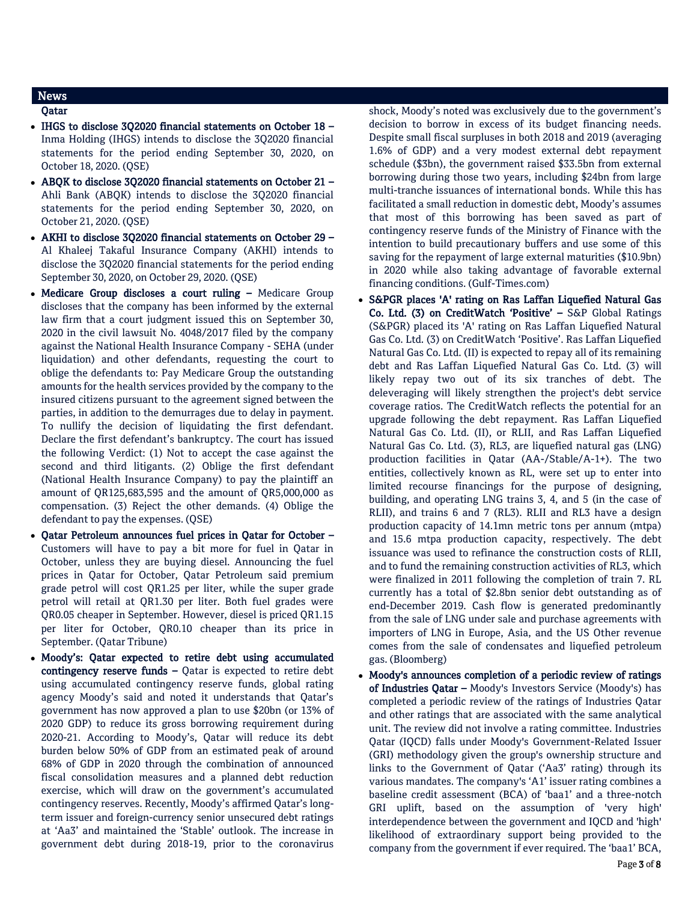## News

### Qatar

- **IHGS to disclose 3Q2020 financial statements on October 18 –** Inma Holding (IHGS) intends to disclose the 3Q2020 financial statements for the period ending September 30, 2020, on October 18, 2020. (QSE)
- **ABQK to disclose 3Q2020 financial statements on October 21 –** Ahli Bank (ABQK) intends to disclose the 3Q2020 financial statements for the period ending September 30, 2020, on October 21, 2020. (QSE)
- **AKHI to disclose 3Q2020 financial statements on October 29 –** Al Khaleej Takaful Insurance Company (AKHI) intends to disclose the 3Q2020 financial statements for the period ending September 30, 2020, on October 29, 2020. (QSE)
- **Medicare Group discloses a court ruling –** Medicare Group discloses that the company has been informed by the external law firm that a court judgment issued this on September 30, 2020 in the civil lawsuit No. 4048/2017 filed by the company against the National Health Insurance Company - SEHA (under liquidation) and other defendants, requesting the court to oblige the defendants to: Pay Medicare Group the outstanding amounts for the health services provided by the company to the insured citizens pursuant to the agreement signed between the parties, in addition to the demurrages due to delay in payment. To nullify the decision of liquidating the first defendant. Declare the first defendant's bankruptcy. The court has issued the following Verdict: (1) Not to accept the case against the second and third litigants. (2) Oblige the first defendant (National Health Insurance Company) to pay the plaintiff an amount of QR125,683,595 and the amount of QR5,000,000 as compensation. (3) Reject the other demands. (4) Oblige the defendant to pay the expenses. (QSE)
- **Qatar Petroleum announces fuel prices in Qatar for October –** Customers will have to pay a bit more for fuel in Qatar in October, unless they are buying diesel. Announcing the fuel prices in Qatar for October, Qatar Petroleum said premium grade petrol will cost QR1.25 per liter, while the super grade petrol will retail at QR1.30 per liter. Both fuel grades were QR0.05 cheaper in September. However, diesel is priced QR1.15 per liter for October, QR0.10 cheaper than its price in September. (Qatar Tribune)
- **Moody's: Qatar expected to retire debt using accumulated contingency reserve funds –** Qatar is expected to retire debt using accumulated contingency reserve funds, global rating agency Moody's said and noted it understands that Qatar's government has now approved a plan to use $20bn (or 13% of 2020 GDP) to reduce its gross borrowing requirement during 2020-21. According to Moody's, Qatar will reduce its debt burden below 50% of GDP from an estimated peak of around 68% of GDP in 2020 through the combination of announced fiscal consolidation measures and a planned debt reduction exercise, which will draw on the government's accumulated contingency reserves. Recently, Moody's affirmed Qatar's long-term issuer and foreign-currency senior unsecured debt ratings at 'Aa3' and maintained the 'Stable' outlook. The increase in government debt during 2018-19, prior to the coronavirus shock, Moody's noted was exclusively due to the government's decision to borrow in excess of its budget financing needs. Despite small fiscal surpluses in both 2018 and 2019 (averaging 1.6% of GDP) and a very modest external debt repayment schedule ($3bn), the government raised $33.5bn from external borrowing during those two years, including $24bn from large multi-tranche issuances of international bonds. While this has facilitated a small reduction in domestic debt, Moody's assumes that most of this borrowing has been saved as part of contingency reserve funds of the Ministry of Finance with the intention to build precautionary buffers and use some of this saving for the repayment of large external maturities ($10.9bn) in 2020 while also taking advantage of favorable external financing conditions. (Gulf-Times.com)
- **S&PGR places 'A' rating on Ras Laffan Liquefied Natural Gas Co. Ltd. (3) on CreditWatch 'Positive' –** S&P Global Ratings (S&PGR) placed its 'A' rating on Ras Laffan Liquefied Natural Gas Co. Ltd. (3) on CreditWatch 'Positive'. Ras Laffan Liquefied Natural Gas Co. Ltd. (II) is expected to repay all of its remaining debt and Ras Laffan Liquefied Natural Gas Co. Ltd. (3) will likely repay two out of its six tranches of debt. The deleveraging will likely strengthen the project's debt service coverage ratios. The CreditWatch reflects the potential for an upgrade following the debt repayment. Ras Laffan Liquefied Natural Gas Co. Ltd. (II), or RLII, and Ras Laffan Liquefied Natural Gas Co. Ltd. (3), RL3, are liquefied natural gas (LNG) production facilities in Qatar (AA-/Stable/A-1+). The two entities, collectively known as RL, were set up to enter into limited recourse financings for the purpose of designing, building, and operating LNG trains 3, 4, and 5 (in the case of RLII), and trains 6 and 7 (RL3). RLII and RL3 have a design production capacity of 14.1mn metric tons per annum (mtpa) and 15.6 mtpa production capacity, respectively. The debt issuance was used to refinance the construction costs of RLII, and to fund the remaining construction activities of RL3, which were finalized in 2011 following the completion of train 7. RL currently has a total of $2.8bn senior debt outstanding as of end-December 2019. Cash flow is generated predominantly from the sale of LNG under sale and purchase agreements with importers of LNG in Europe, Asia, and the US Other revenue comes from the sale of condensates and liquefied petroleum gas. (Bloomberg)
- **Moody's announces completion of a periodic review of ratings of Industries Qatar –** Moody's Investors Service (Moody's) has completed a periodic review of the ratings of Industries Qatar and other ratings that are associated with the same analytical unit. The review did not involve a rating committee. Industries Qatar (IQCD) falls under Moody's Government-Related Issuer (GRI) methodology given the group's ownership structure and links to the Government of Qatar ('Aa3' rating) through its various mandates. The company's 'A1' issuer rating combines a baseline credit assessment (BCA) of 'baa1' and a three-notch GRI uplift, based on the assumption of 'very high' interdependence between the government and IQCD and 'high' likelihood of extraordinary support being provided to the company from the government if ever required. The 'baa1' BCA,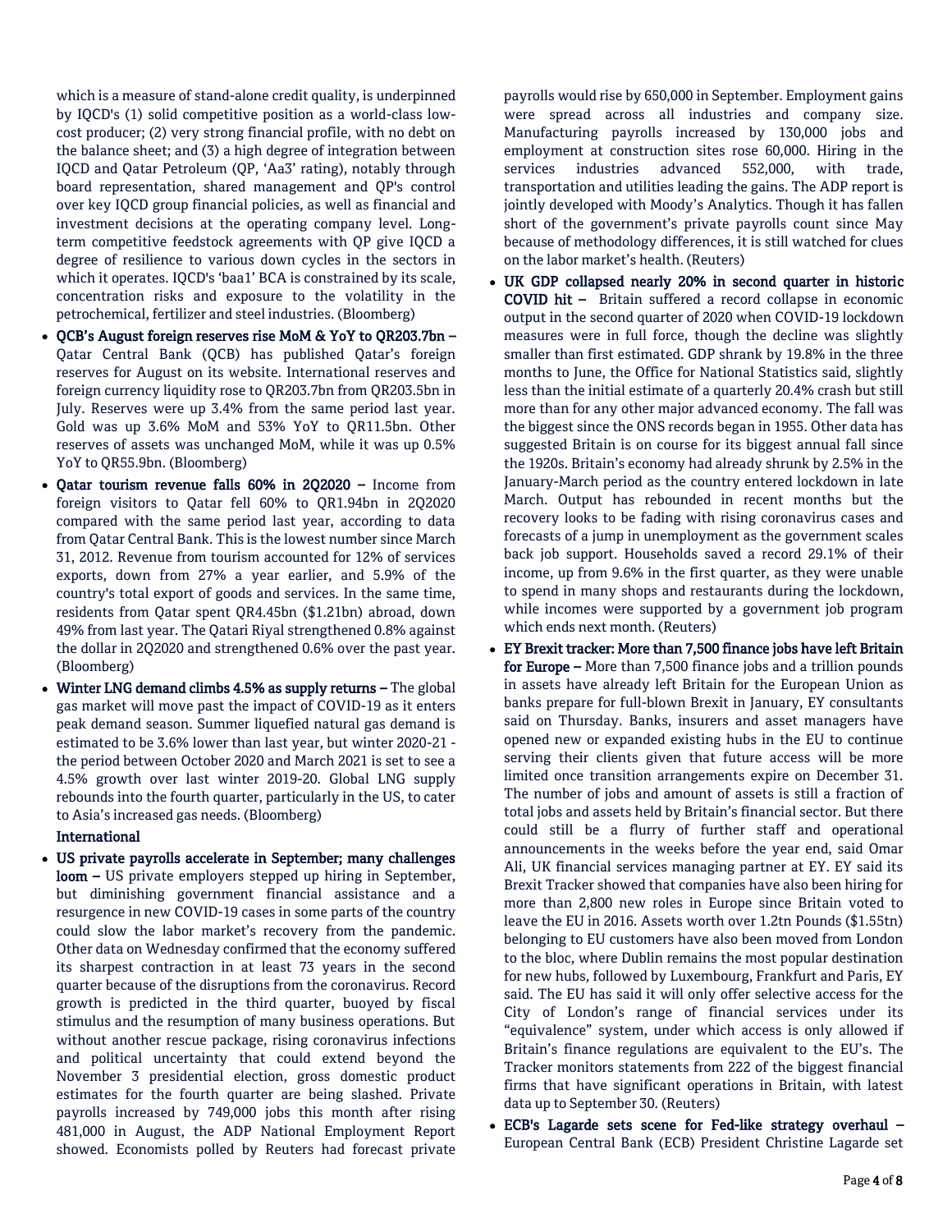which is a measure of stand-alone credit quality, is underpinned by IQCD's (1) solid competitive position as a world-class low-cost producer; (2) very strong financial profile, with no debt on the balance sheet; and (3) a high degree of integration between IQCD and Qatar Petroleum (QP, 'Aa3' rating), notably through board representation, shared management and QP's control over key IQCD group financial policies, as well as financial and investment decisions at the operating company level. Long-term competitive feedstock agreements with QP give IQCD a degree of resilience to various down cycles in the sectors in which it operates. IQCD's 'baa1' BCA is constrained by its scale, concentration risks and exposure to the volatility in the petrochemical, fertilizer and steel industries. (Bloomberg)

- **QCB's August foreign reserves rise MoM & YoY to QR203.7bn –** Qatar Central Bank (QCB) has published Qatar's foreign reserves for August on its website. International reserves and foreign currency liquidity rose to QR203.7bn from QR203.5bn in July. Reserves were up 3.4% from the same period last year. Gold was up 3.6% MoM and 53% YoY to QR11.5bn. Other reserves of assets was unchanged MoM, while it was up 0.5% YoY to QR55.9bn. (Bloomberg)
- **Qatar tourism revenue falls 60% in 2Q2020 –** Income from foreign visitors to Qatar fell 60% to QR1.94bn in 2Q2020 compared with the same period last year, according to data from Qatar Central Bank. This is the lowest number since March 31, 2012. Revenue from tourism accounted for 12% of services exports, down from 27% a year earlier, and 5.9% of the country's total export of goods and services. In the same time, residents from Qatar spent QR4.45bn ($1.21bn) abroad, down 49% from last year. The Qatari Riyal strengthened 0.8% against the dollar in 2Q2020 and strengthened 0.6% over the past year. (Bloomberg)
- **Winter LNG demand climbs 4.5% as supply returns –** The global gas market will move past the impact of COVID-19 as it enters peak demand season. Summer liquefied natural gas demand is estimated to be 3.6% lower than last year, but winter 2020-21 - the period between October 2020 and March 2021 is set to see a 4.5% growth over last winter 2019-20. Global LNG supply rebounds into the fourth quarter, particularly in the US, to cater to Asia's increased gas needs. (Bloomberg)

**International**

- **US private payrolls accelerate in September; many challenges loom –** US private employers stepped up hiring in September, but diminishing government financial assistance and a resurgence in new COVID-19 cases in some parts of the country could slow the labor market's recovery from the pandemic. Other data on Wednesday confirmed that the economy suffered its sharpest contraction in at least 73 years in the second quarter because of the disruptions from the coronavirus. Record growth is predicted in the third quarter, buoyed by fiscal stimulus and the resumption of many business operations. But without another rescue package, rising coronavirus infections and political uncertainty that could extend beyond the November 3 presidential election, gross domestic product estimates for the fourth quarter are being slashed. Private payrolls increased by 749,000 jobs this month after rising 481,000 in August, the ADP National Employment Report showed. Economists polled by Reuters had forecast private payrolls would rise by 650,000 in September. Employment gains were spread across all industries and company size. Manufacturing payrolls increased by 130,000 jobs and employment at construction sites rose 60,000. Hiring in the services industries advanced 552,000, with trade, transportation and utilities leading the gains. The ADP report is jointly developed with Moody's Analytics. Though it has fallen short of the government's private payrolls count since May because of methodology differences, it is still watched for clues on the labor market's health. (Reuters)
- **UK GDP collapsed nearly 20% in second quarter in historic COVID hit –** Britain suffered a record collapse in economic output in the second quarter of 2020 when COVID-19 lockdown measures were in full force, though the decline was slightly smaller than first estimated. GDP shrank by 19.8% in the three months to June, the Office for National Statistics said, slightly less than the initial estimate of a quarterly 20.4% crash but still more than for any other major advanced economy. The fall was the biggest since the ONS records began in 1955. Other data has suggested Britain is on course for its biggest annual fall since the 1920s. Britain's economy had already shrunk by 2.5% in the January-March period as the country entered lockdown in late March. Output has rebounded in recent months but the recovery looks to be fading with rising coronavirus cases and forecasts of a jump in unemployment as the government scales back job support. Households saved a record 29.1% of their income, up from 9.6% in the first quarter, as they were unable to spend in many shops and restaurants during the lockdown, while incomes were supported by a government job program which ends next month. (Reuters)
- **EY Brexit tracker: More than 7,500 finance jobs have left Britain for Europe –** More than 7,500 finance jobs and a trillion pounds in assets have already left Britain for the European Union as banks prepare for full-blown Brexit in January, EY consultants said on Thursday. Banks, insurers and asset managers have opened new or expanded existing hubs in the EU to continue serving their clients given that future access will be more limited once transition arrangements expire on December 31. The number of jobs and amount of assets is still a fraction of total jobs and assets held by Britain's financial sector. But there could still be a flurry of further staff and operational announcements in the weeks before the year end, said Omar Ali, UK financial services managing partner at EY. EY said its Brexit Tracker showed that companies have also been hiring for more than 2,800 new roles in Europe since Britain voted to leave the EU in 2016. Assets worth over 1.2tn Pounds ($1.55tn) belonging to EU customers have also been moved from London to the bloc, where Dublin remains the most popular destination for new hubs, followed by Luxembourg, Frankfurt and Paris, EY said. The EU has said it will only offer selective access for the City of London's range of financial services under its "equivalence" system, under which access is only allowed if Britain's finance regulations are equivalent to the EU's. The Tracker monitors statements from 222 of the biggest financial firms that have significant operations in Britain, with latest data up to September 30. (Reuters)
- **ECB's Lagarde sets scene for Fed-like strategy overhaul –** European Central Bank (ECB) President Christine Lagarde set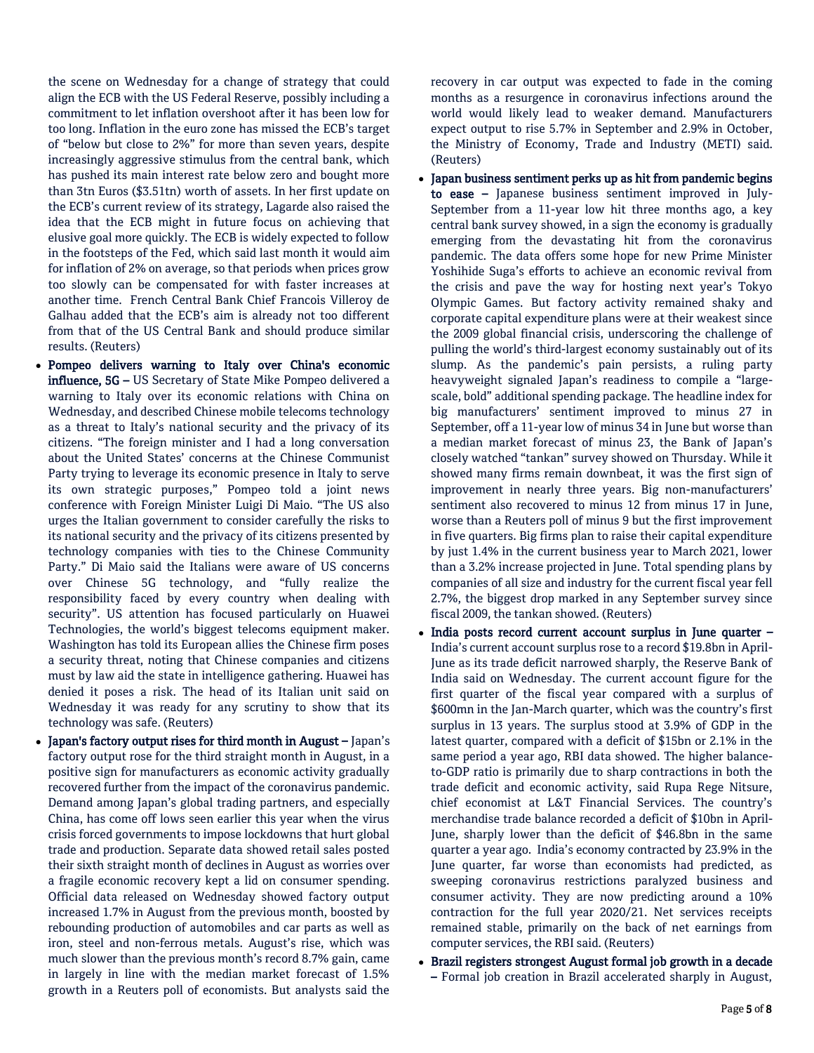the scene on Wednesday for a change of strategy that could align the ECB with the US Federal Reserve, possibly including a commitment to let inflation overshoot after it has been low for too long. Inflation in the euro zone has missed the ECB's target of "below but close to 2%" for more than seven years, despite increasingly aggressive stimulus from the central bank, which has pushed its main interest rate below zero and bought more than 3tn Euros ($3.51tn) worth of assets. In her first update on the ECB's current review of its strategy, Lagarde also raised the idea that the ECB might in future focus on achieving that elusive goal more quickly. The ECB is widely expected to follow in the footsteps of the Fed, which said last month it would aim for inflation of 2% on average, so that periods when prices grow too slowly can be compensated for with faster increases at another time. French Central Bank Chief Francois Villeroy de Galhau added that the ECB's aim is already not too different from that of the US Central Bank and should produce similar results. (Reuters)

- **Pompeo delivers warning to Italy over China's economic influence, 5G –** US Secretary of State Mike Pompeo delivered a warning to Italy over its economic relations with China on Wednesday, and described Chinese mobile telecoms technology as a threat to Italy's national security and the privacy of its citizens. "The foreign minister and I had a long conversation about the United States' concerns at the Chinese Communist Party trying to leverage its economic presence in Italy to serve its own strategic purposes," Pompeo told a joint news conference with Foreign Minister Luigi Di Maio. "The US also urges the Italian government to consider carefully the risks to its national security and the privacy of its citizens presented by technology companies with ties to the Chinese Community Party." Di Maio said the Italians were aware of US concerns over Chinese 5G technology, and "fully realize the responsibility faced by every country when dealing with security". US attention has focused particularly on Huawei Technologies, the world's biggest telecoms equipment maker. Washington has told its European allies the Chinese firm poses a security threat, noting that Chinese companies and citizens must by law aid the state in intelligence gathering. Huawei has denied it poses a risk. The head of its Italian unit said on Wednesday it was ready for any scrutiny to show that its technology was safe. (Reuters)
- **Japan's factory output rises for third month in August –** Japan's factory output rose for the third straight month in August, in a positive sign for manufacturers as economic activity gradually recovered further from the impact of the coronavirus pandemic. Demand among Japan's global trading partners, and especially China, has come off lows seen earlier this year when the virus crisis forced governments to impose lockdowns that hurt global trade and production. Separate data showed retail sales posted their sixth straight month of declines in August as worries over a fragile economic recovery kept a lid on consumer spending. Official data released on Wednesday showed factory output increased 1.7% in August from the previous month, boosted by rebounding production of automobiles and car parts as well as iron, steel and non-ferrous metals. August's rise, which was much slower than the previous month's record 8.7% gain, came in largely in line with the median market forecast of 1.5% growth in a Reuters poll of economists. But analysts said the recovery in car output was expected to fade in the coming months as a resurgence in coronavirus infections around the world would likely lead to weaker demand. Manufacturers expect output to rise 5.7% in September and 2.9% in October, the Ministry of Economy, Trade and Industry (METI) said. (Reuters)
- **Japan business sentiment perks up as hit from pandemic begins to ease –** Japanese business sentiment improved in July-September from a 11-year low hit three months ago, a key central bank survey showed, in a sign the economy is gradually emerging from the devastating hit from the coronavirus pandemic. The data offers some hope for new Prime Minister Yoshihide Suga's efforts to achieve an economic revival from the crisis and pave the way for hosting next year's Tokyo Olympic Games. But factory activity remained shaky and corporate capital expenditure plans were at their weakest since the 2009 global financial crisis, underscoring the challenge of pulling the world's third-largest economy sustainably out of its slump. As the pandemic's pain persists, a ruling party heavyweight signaled Japan's readiness to compile a "large-scale, bold" additional spending package. The headline index for big manufacturers' sentiment improved to minus 27 in September, off a 11-year low of minus 34 in June but worse than a median market forecast of minus 23, the Bank of Japan's closely watched "tankan" survey showed on Thursday. While it showed many firms remain downbeat, it was the first sign of improvement in nearly three years. Big non-manufacturers' sentiment also recovered to minus 12 from minus 17 in June, worse than a Reuters poll of minus 9 but the first improvement in five quarters. Big firms plan to raise their capital expenditure by just 1.4% in the current business year to March 2021, lower than a 3.2% increase projected in June. Total spending plans by companies of all size and industry for the current fiscal year fell 2.7%, the biggest drop marked in any September survey since fiscal 2009, the tankan showed. (Reuters)
- **India posts record current account surplus in June quarter –** India's current account surplus rose to a record $19.8bn in April-June as its trade deficit narrowed sharply, the Reserve Bank of India said on Wednesday. The current account figure for the first quarter of the fiscal year compared with a surplus of $600mn in the Jan-March quarter, which was the country's first surplus in 13 years. The surplus stood at 3.9% of GDP in the latest quarter, compared with a deficit of $15bn or 2.1% in the same period a year ago, RBI data showed. The higher balance-to-GDP ratio is primarily due to sharp contractions in both the trade deficit and economic activity, said Rupa Rege Nitsure, chief economist at L&T Financial Services. The country's merchandise trade balance recorded a deficit of $10bn in April-June, sharply lower than the deficit of $46.8bn in the same quarter a year ago. India's economy contracted by 23.9% in the June quarter, far worse than economists had predicted, as sweeping coronavirus restrictions paralyzed business and consumer activity. They are now predicting around a 10% contraction for the full year 2020/21. Net services receipts remained stable, primarily on the back of net earnings from computer services, the RBI said. (Reuters)
- **Brazil registers strongest August formal job growth in a decade –** Formal job creation in Brazil accelerated sharply in August,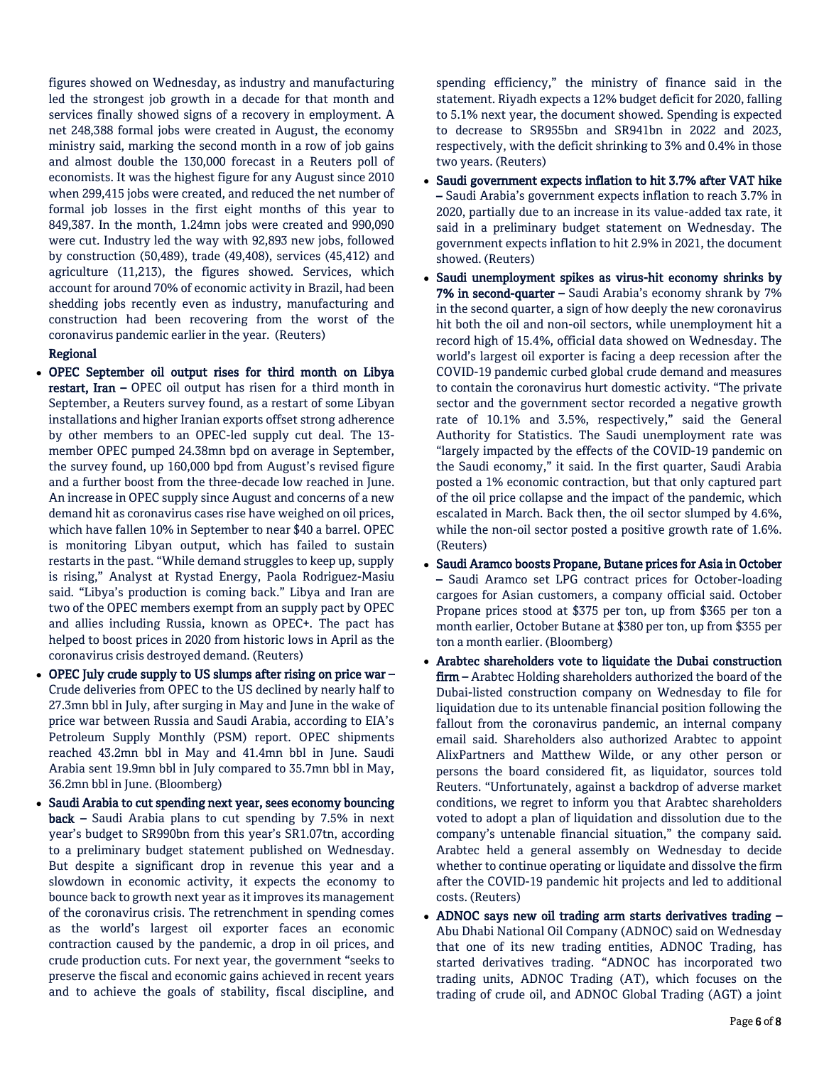figures showed on Wednesday, as industry and manufacturing led the strongest job growth in a decade for that month and services finally showed signs of a recovery in employment. A net 248,388 formal jobs were created in August, the economy ministry said, marking the second month in a row of job gains and almost double the 130,000 forecast in a Reuters poll of economists. It was the highest figure for any August since 2010 when 299,415 jobs were created, and reduced the net number of formal job losses in the first eight months of this year to 849,387. In the month, 1.24mn jobs were created and 990,090 were cut. Industry led the way with 92,893 new jobs, followed by construction (50,489), trade (49,408), services (45,412) and agriculture (11,213), the figures showed. Services, which account for around 70% of economic activity in Brazil, had been shedding jobs recently even as industry, manufacturing and construction had been recovering from the worst of the coronavirus pandemic earlier in the year. (Reuters)

**Regional**

- **OPEC September oil output rises for third month on Libya restart, Iran –** OPEC oil output has risen for a third month in September, a Reuters survey found, as a restart of some Libyan installations and higher Iranian exports offset strong adherence by other members to an OPEC-led supply cut deal. The 13-member OPEC pumped 24.38mn bpd on average in September, the survey found, up 160,000 bpd from August's revised figure and a further boost from the three-decade low reached in June. An increase in OPEC supply since August and concerns of a new demand hit as coronavirus cases rise have weighed on oil prices, which have fallen 10% in September to near $40 a barrel. OPEC is monitoring Libyan output, which has failed to sustain restarts in the past. "While demand struggles to keep up, supply is rising," Analyst at Rystad Energy, Paola Rodriguez-Masiu said. "Libya's production is coming back." Libya and Iran are two of the OPEC members exempt from an supply pact by OPEC and allies including Russia, known as OPEC+. The pact has helped to boost prices in 2020 from historic lows in April as the coronavirus crisis destroyed demand. (Reuters)
- **OPEC July crude supply to US slumps after rising on price war –** Crude deliveries from OPEC to the US declined by nearly half to 27.3mn bbl in July, after surging in May and June in the wake of price war between Russia and Saudi Arabia, according to EIA's Petroleum Supply Monthly (PSM) report. OPEC shipments reached 43.2mn bbl in May and 41.4mn bbl in June. Saudi Arabia sent 19.9mn bbl in July compared to 35.7mn bbl in May, 36.2mn bbl in June. (Bloomberg)
- **Saudi Arabia to cut spending next year, sees economy bouncing back –** Saudi Arabia plans to cut spending by 7.5% in next year's budget to SR990bn from this year's SR1.07tn, according to a preliminary budget statement published on Wednesday. But despite a significant drop in revenue this year and a slowdown in economic activity, it expects the economy to bounce back to growth next year as it improves its management of the coronavirus crisis. The retrenchment in spending comes as the world's largest oil exporter faces an economic contraction caused by the pandemic, a drop in oil prices, and crude production cuts. For next year, the government "seeks to preserve the fiscal and economic gains achieved in recent years and to achieve the goals of stability, fiscal discipline, and spending efficiency," the ministry of finance said in the statement. Riyadh expects a 12% budget deficit for 2020, falling to 5.1% next year, the document showed. Spending is expected to decrease to SR955bn and SR941bn in 2022 and 2023, respectively, with the deficit shrinking to 3% and 0.4% in those two years. (Reuters)
- **Saudi government expects inflation to hit 3.7% after VAT hike –** Saudi Arabia's government expects inflation to reach 3.7% in 2020, partially due to an increase in its value-added tax rate, it said in a preliminary budget statement on Wednesday. The government expects inflation to hit 2.9% in 2021, the document showed. (Reuters)
- **Saudi unemployment spikes as virus-hit economy shrinks by 7% in second-quarter –** Saudi Arabia's economy shrank by 7% in the second quarter, a sign of how deeply the new coronavirus hit both the oil and non-oil sectors, while unemployment hit a record high of 15.4%, official data showed on Wednesday. The world's largest oil exporter is facing a deep recession after the COVID-19 pandemic curbed global crude demand and measures to contain the coronavirus hurt domestic activity. "The private sector and the government sector recorded a negative growth rate of 10.1% and 3.5%, respectively," said the General Authority for Statistics. The Saudi unemployment rate was "largely impacted by the effects of the COVID-19 pandemic on the Saudi economy," it said. In the first quarter, Saudi Arabia posted a 1% economic contraction, but that only captured part of the oil price collapse and the impact of the pandemic, which escalated in March. Back then, the oil sector slumped by 4.6%, while the non-oil sector posted a positive growth rate of 1.6%. (Reuters)
- **Saudi Aramco boosts Propane, Butane prices for Asia in October –** Saudi Aramco set LPG contract prices for October-loading cargoes for Asian customers, a company official said. October Propane prices stood at $375 per ton, up from $365 per ton a month earlier, October Butane at $380 per ton, up from $355 per ton a month earlier. (Bloomberg)
- **Arabtec shareholders vote to liquidate the Dubai construction firm –** Arabtec Holding shareholders authorized the board of the Dubai-listed construction company on Wednesday to file for liquidation due to its untenable financial position following the fallout from the coronavirus pandemic, an internal company email said. Shareholders also authorized Arabtec to appoint AlixPartners and Matthew Wilde, or any other person or persons the board considered fit, as liquidator, sources told Reuters. "Unfortunately, against a backdrop of adverse market conditions, we regret to inform you that Arabtec shareholders voted to adopt a plan of liquidation and dissolution due to the company's untenable financial situation," the company said. Arabtec held a general assembly on Wednesday to decide whether to continue operating or liquidate and dissolve the firm after the COVID-19 pandemic hit projects and led to additional costs. (Reuters)
- **ADNOC says new oil trading arm starts derivatives trading –** Abu Dhabi National Oil Company (ADNOC) said on Wednesday that one of its new trading entities, ADNOC Trading, has started derivatives trading. "ADNOC has incorporated two trading units, ADNOC Trading (AT), which focuses on the trading of crude oil, and ADNOC Global Trading (AGT) a joint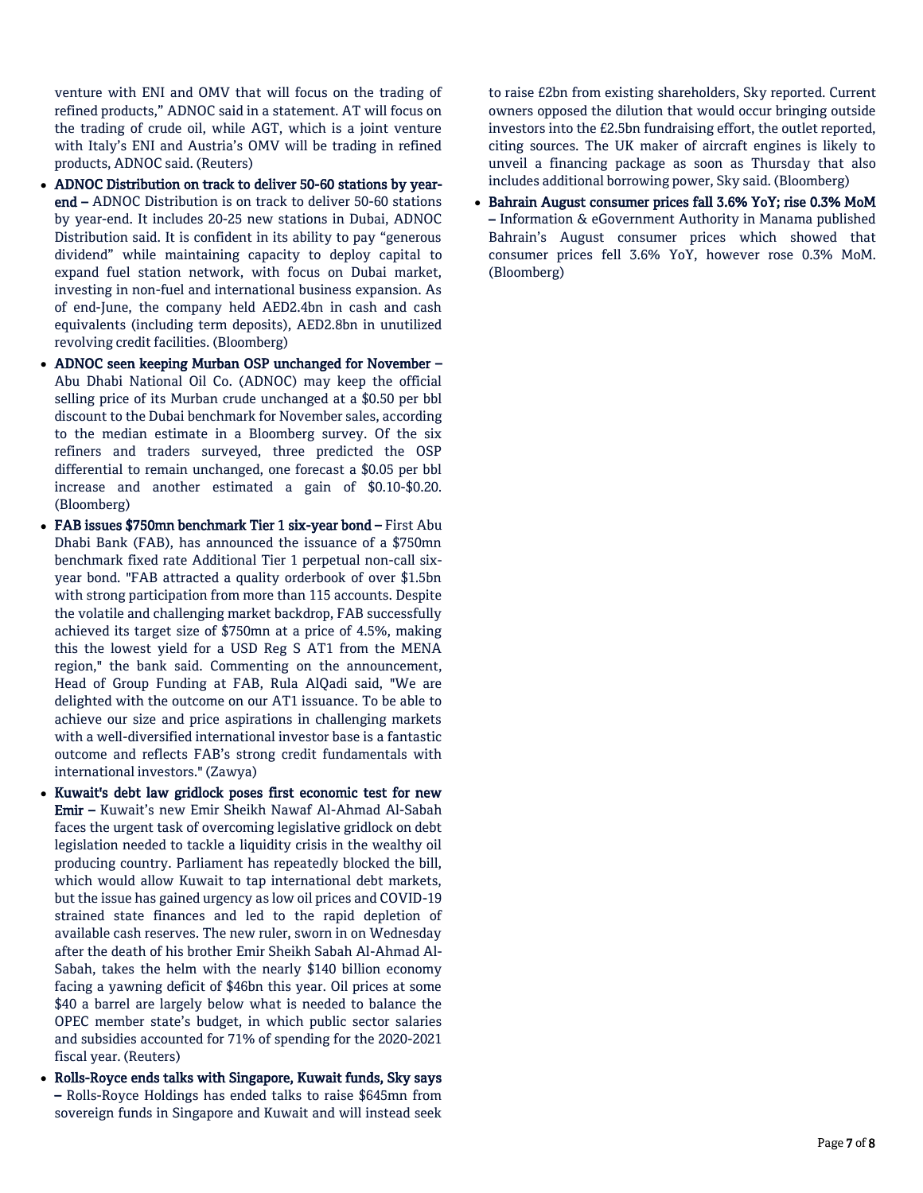venture with ENI and OMV that will focus on the trading of refined products," ADNOC said in a statement. AT will focus on the trading of crude oil, while AGT, which is a joint venture with Italy's ENI and Austria's OMV will be trading in refined products, ADNOC said. (Reuters)

- **ADNOC Distribution on track to deliver 50-60 stations by year-end –** ADNOC Distribution is on track to deliver 50-60 stations by year-end. It includes 20-25 new stations in Dubai, ADNOC Distribution said. It is confident in its ability to pay "generous dividend" while maintaining capacity to deploy capital to expand fuel station network, with focus on Dubai market, investing in non-fuel and international business expansion. As of end-June, the company held AED2.4bn in cash and cash equivalents (including term deposits), AED2.8bn in unutilized revolving credit facilities. (Bloomberg)
- **ADNOC seen keeping Murban OSP unchanged for November –** Abu Dhabi National Oil Co. (ADNOC) may keep the official selling price of its Murban crude unchanged at a $0.50 per bbl discount to the Dubai benchmark for November sales, according to the median estimate in a Bloomberg survey. Of the six refiners and traders surveyed, three predicted the OSP differential to remain unchanged, one forecast a $0.05 per bbl increase and another estimated a gain of $0.10-$0.20. (Bloomberg)
- **FAB issues $750mn benchmark Tier 1 six-year bond –** First Abu Dhabi Bank (FAB), has announced the issuance of a $750mn benchmark fixed rate Additional Tier 1 perpetual non-call six-year bond. "FAB attracted a quality orderbook of over $1.5bn with strong participation from more than 115 accounts. Despite the volatile and challenging market backdrop, FAB successfully achieved its target size of $750mn at a price of 4.5%, making this the lowest yield for a USD Reg S AT1 from the MENA region," the bank said. Commenting on the announcement, Head of Group Funding at FAB, Rula AlQadi said, "We are delighted with the outcome on our AT1 issuance. To be able to achieve our size and price aspirations in challenging markets with a well-diversified international investor base is a fantastic outcome and reflects FAB's strong credit fundamentals with international investors." (Zawya)
- **Kuwait's debt law gridlock poses first economic test for new Emir –** Kuwait's new Emir Sheikh Nawaf Al-Ahmad Al-Sabah faces the urgent task of overcoming legislative gridlock on debt legislation needed to tackle a liquidity crisis in the wealthy oil producing country. Parliament has repeatedly blocked the bill, which would allow Kuwait to tap international debt markets, but the issue has gained urgency as low oil prices and COVID-19 strained state finances and led to the rapid depletion of available cash reserves. The new ruler, sworn in on Wednesday after the death of his brother Emir Sheikh Sabah Al-Ahmad Al-Sabah, takes the helm with the nearly $140 billion economy facing a yawning deficit of $46bn this year. Oil prices at some $40 a barrel are largely below what is needed to balance the OPEC member state's budget, in which public sector salaries and subsidies accounted for 71% of spending for the 2020-2021 fiscal year. (Reuters)
- **Rolls-Royce ends talks with Singapore, Kuwait funds, Sky says –** Rolls-Royce Holdings has ended talks to raise $645mn from sovereign funds in Singapore and Kuwait and will instead seek to raise £2bn from existing shareholders, Sky reported. Current owners opposed the dilution that would occur bringing outside investors into the £2.5bn fundraising effort, the outlet reported, citing sources. The UK maker of aircraft engines is likely to unveil a financing package as soon as Thursday that also includes additional borrowing power, Sky said. (Bloomberg)
- **Bahrain August consumer prices fall 3.6% YoY; rise 0.3% MoM –** Information & eGovernment Authority in Manama published Bahrain's August consumer prices which showed that consumer prices fell 3.6% YoY, however rose 0.3% MoM. (Bloomberg)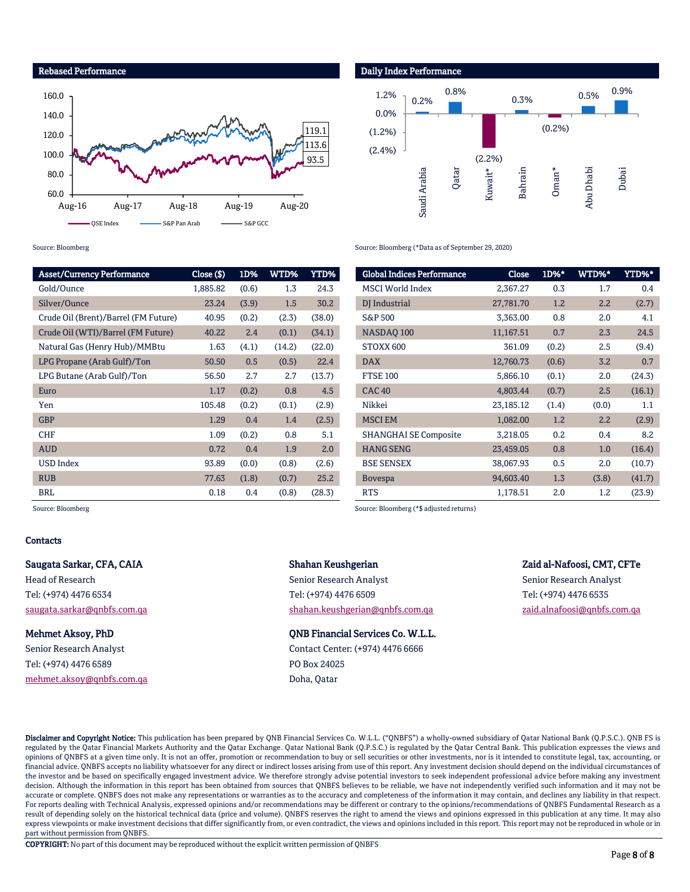## Rebased Performance

160.0
140.0
120.0
100.0
80.0
60.0

Aug-16
Aug-17
Aug-18
Aug-19
Aug-20

119.1
113.6
93.5

QSE Index
S&P Pan Arab
S&P GCC

Source: Bloomberg

## Daily Index Performance

1.2%
0.0%
(1.2%)
(2.4%)

0.2%
0.8%
(2.2%)
0.3%
(0.2%)
0.5%
0.9%

Saudi Arabia
Qatar
Kuwait*
Bahrain
Oman*
Abu Dhabi
Dubai

Source: Bloomberg (*Data as of September 29, 2020)

| Asset/Currency Performance | Close ($) | 1D% | WTD% | YTD% |
|---|---|---|---|---|
| Gold/Ounce | 1,885.82 | (0.6) | 1.3 | 24.3 |
| Silver/Ounce | 23.24 | (3.9) | 1.5 | 30.2 |
| Crude Oil (Brent)/Barrel (FM Future) | 40.95 | (0.2) | (2.3) | (38.0) |
| Crude Oil (WTI)/Barrel (FM Future) | 40.22 | 2.4 | (0.1) | (34.1) |
| Natural Gas (Henry Hub)/MMBtu | 1.63 | (4.1) | (14.2) | (22.0) |
| LPG Propane (Arab Gulf)/Ton | 50.50 | 0.5 | (0.5) | 22.4 |
| LPG Butane (Arab Gulf)/Ton | 56.50 | 2.7 | 2.7 | (13.7) |
| Euro | 1.17 | (0.2) | 0.8 | 4.5 |
| Yen | 105.48 | (0.2) | (0.1) | (2.9) |
| GBP | 1.29 | 0.4 | 1.4 | (2.5) |
| CHF | 1.09 | (0.2) | 0.8 | 5.1 |
| AUD | 0.72 | 0.4 | 1.9 | 2.0 |
| USD Index | 93.89 | (0.0) | (0.8) | (2.6) |
| RUB | 77.63 | (1.8) | (0.7) | 25.2 |
| BRL | 0.18 | 0.4 | (0.8) | (28.3) |

Source: Bloomberg

| Global Indices Performance | Close | 1D%* | WTD%* | YTD%* |
|---|---|---|---|---|
| MSCI World Index | 2,367.27 | 0.3 | 1.7 | 0.4 |
| DJ Industrial | 27,781.70 | 1.2 | 2.2 | (2.7) |
| S&P 500 | 3,363.00 | 0.8 | 2.0 | 4.1 |
| NASDAQ 100 | 11,167.51 | 0.7 | 2.3 | 24.5 |
| STOXX 600 | 361.09 | (0.2) | 2.5 | (9.4) |
| DAX | 12,760.73 | (0.6) | 3.2 | 0.7 |
| FTSE 100 | 5,866.10 | (0.1) | 2.0 | (24.3) |
| CAC 40 | 4,803.44 | (0.7) | 2.5 | (16.1) |
| Nikkei | 23,185.12 | (1.4) | (0.0) | 1.1 |
| MSCI EM | 1,082.00 | 1.2 | 2.2 | (2.9) |
| SHANGHAI SE Composite | 3,218.05 | 0.2 | 0.4 | 8.2 |
| HANG SENG | 23,459.05 | 0.8 | 1.0 | (16.4) |
| BSE SENSEX | 38,067.93 | 0.5 | 2.0 | (10.7) |
| Bovespa | 94,603.40 | 1.3 | (3.8) | (41.7) |
| RTS | 1,178.51 | 2.0 | 1.2 | (23.9) |

Source: Bloomberg (*$ adjusted returns)

## Contacts

**Saugata Sarkar, CFA, CAIA**
Head of Research
Tel: (+974) 4476 6534
saugata.sarkar@qnbfs.com.qa

**Shahan Keushgerian**
Senior Research Analyst
Tel: (+974) 4476 6509
shahan.keushgerian@qnbfs.com.qa

**Zaid al-Nafoosi, CMT, CFTe**
Senior Research Analyst
Tel: (+974) 4476 6535
zaid.alnafoosi@qnbfs.com.qa

**Mehmet Aksoy, PhD**
Senior Research Analyst
Tel: (+974) 4476 6589
mehmet.aksoy@qnbfs.com.qa

**QNB Financial Services Co. W.L.L.**
Contact Center: (+974) 4476 6666
PO Box 24025
Doha, Qatar

**Disclaimer and Copyright Notice:** This publication has been prepared by QNB Financial Services Co. W.L.L. ("QNBFS") a wholly-owned subsidiary of Qatar National Bank (Q.P.S.C.). QNB FS is regulated by the Qatar Financial Markets Authority and the Qatar Exchange. Qatar National Bank (Q.P.S.C.) is regulated by the Qatar Central Bank. This publication expresses the views and opinions of QNBFS at a given time only. It is not an offer, promotion or recommendation to buy or sell securities or other investments, nor is it intended to constitute legal, tax, accounting, or financial advice. QNBFS accepts no liability whatsoever for any direct or indirect losses arising from use of this report. Any investment decision should depend on the individual circumstances of the investor and be based on specifically engaged investment advice. We therefore strongly advise potential investors to seek independent professional advice before making any investment decision. Although the information in this report has been obtained from sources that QNBFS believes to be reliable, we have not independently verified such information and it may not be accurate or complete. QNBFS does not make any representations or warranties as to the accuracy and completeness of the information it may contain, and declines any liability in that respect. For reports dealing with Technical Analysis, expressed opinions and/or recommendations may be different or contrary to the opinions/recommendations of QNBFS Fundamental Research as a result of depending solely on the historical technical data (price and volume). QNBFS reserves the right to amend the views and opinions expressed in this publication at any time. It may also express viewpoints or make investment decisions that differ significantly from, or even contradict, the views and opinions included in this report. This report may not be reproduced in whole or in part without permission from QNBFS.

**COPYRIGHT:** No part of this document may be reproduced without the explicit written permission of QNBFS